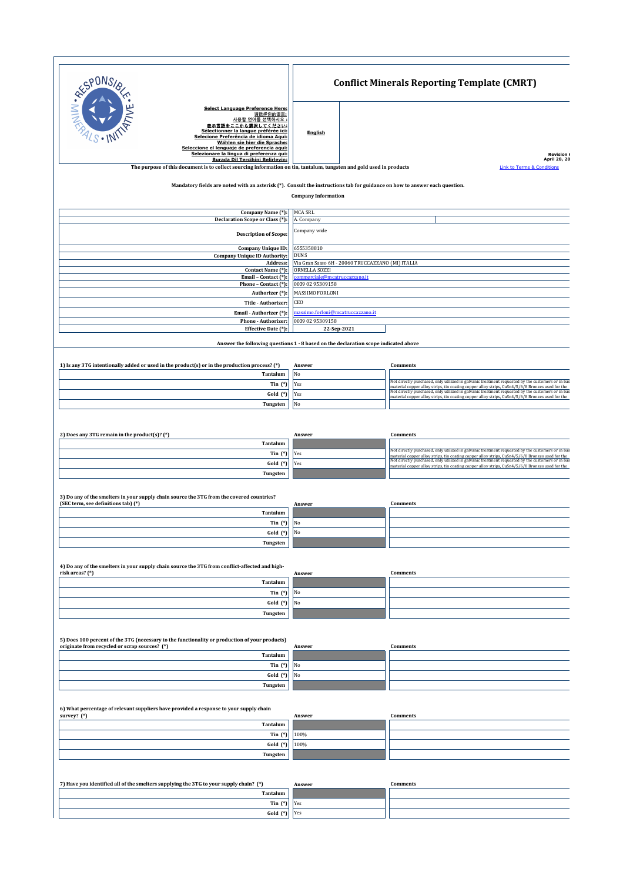# Conflict Minerals Reporting Template (CMRT)

Select Language Preference Here:
请选择你的语言:
사용할 언어를 선택하시오 :
表示言語をここから選択してください:
Sélectionner la langue préférée ici:
Selecione Preferência de idioma Aqui:
Wählen sie hier die Sprache:
Seleccione el lenguaje de preferencia aqui:
Selezionare la lingua di preferenza qui:
Burada Dil Tercihini Belirleyin:

**English**

Revision 6
April 28, 20

The purpose of this document is to collect sourcing information on tin, tantalum, tungsten and gold used in products

Link to Terms & Conditions

**Mandatory fields are noted with an asterisk (*). Consult the instructions tab for guidance on how to answer each question.**

**Company Information**

| | |
|---|---|
| **Company Name (*):** | MCA SRL |
| **Declaration Scope or Class (*):** | A. Company |
| **Description of Scope:** | Company wide |
| **Company Unique ID:** | 6555358810 |
| **Company Unique ID Authority:** | DUNS |
| **Address:** | Via Gran Sasso 6H - 20060 TRUCCAZZANO (MI) ITALIA |
| **Contact Name (*):** | ORNELLA SOZZI |
| **Email – Contact (*):** | commerciale@mcatruccazzano.it |
| **Phone – Contact (*):** | 0039 02 95309158 |
| **Authorizer (*):** | MASSIMO FORLONI |
| **Title - Authorizer:** | CEO |
| **Email - Authorizer (*):** | massimo.forloni@mcatruccazzano.it |
| **Phone - Authorizer:** | 0039 02 95309158 |
| **Effective Date (*):** | 22-Sep-2021 |

**Answer the following questions 1 - 8 based on the declaration scope indicated above**

**1) Is any 3TG intentionally added or used in the product(s) or in the production process? (*)**

| | Answer | Comments |
|---|---|---|
| **Tantalum** | No | |
| **Tin (*)** | Yes | Not directly purchased, only utilized in galvanic treatment requested by the customers or in bas material copper alloy strips, tin coating copper alloy strips, CuSn4/5/6/8 Bronzes used for the |
| **Gold (*)** | Yes | Not directly purchased, only utilized in galvanic treatment requested by the customers or in bas material copper alloy strips, tin coating copper alloy strips, CuSn4/5/6/8 Bronzes used for the |
| **Tungsten** | No | |

**2) Does any 3TG remain in the product(s)? (*)**

| | Answer | Comments |
|---|---|---|
| **Tantalum** | | |
| **Tin (*)** | Yes | Not directly purchased, only utilized in galvanic treatment requested by the customers or in bas material copper alloy strips, tin coating copper alloy strips, CuSn4/5/6/8 Bronzes used for the |
| **Gold (*)** | Yes | Not directly purchased, only utilized in galvanic treatment requested by the customers or in bas material copper alloy strips, tin coating copper alloy strips, CuSn4/5/6/8 Bronzes used for the |
| **Tungsten** | | |

**3) Do any of the smelters in your supply chain source the 3TG from the covered countries? (SEC term, see definitions tab) (*)**

| | Answer | Comments |
|---|---|---|
| **Tantalum** | | |
| **Tin (*)** | No | |
| **Gold (*)** | No | |
| **Tungsten** | | |

**4) Do any of the smelters in your supply chain source the 3TG from conflict-affected and high-risk areas? (*)**

| | Answer | Comments |
|---|---|---|
| **Tantalum** | | |
| **Tin (*)** | No | |
| **Gold (*)** | No | |
| **Tungsten** | | |

**5) Does 100 percent of the 3TG (necessary to the functionality or production of your products) originate from recycled or scrap sources? (*)**

| | Answer | Comments |
|---|---|---|
| **Tantalum** | | |
| **Tin (*)** | No | |
| **Gold (*)** | No | |
| **Tungsten** | | |

**6) What percentage of relevant suppliers have provided a response to your supply chain survey? (*)**

| | Answer | Comments |
|---|---|---|
| **Tantalum** | | |
| **Tin (*)** | 100% | |
| **Gold (*)** | 100% | |
| **Tungsten** | | |

**7) Have you identified all of the smelters supplying the 3TG to your supply chain? (*)**

| | Answer | Comments |
|---|---|---|
| **Tantalum** | | |
| **Tin (*)** | Yes | |
| **Gold (*)** | Yes | |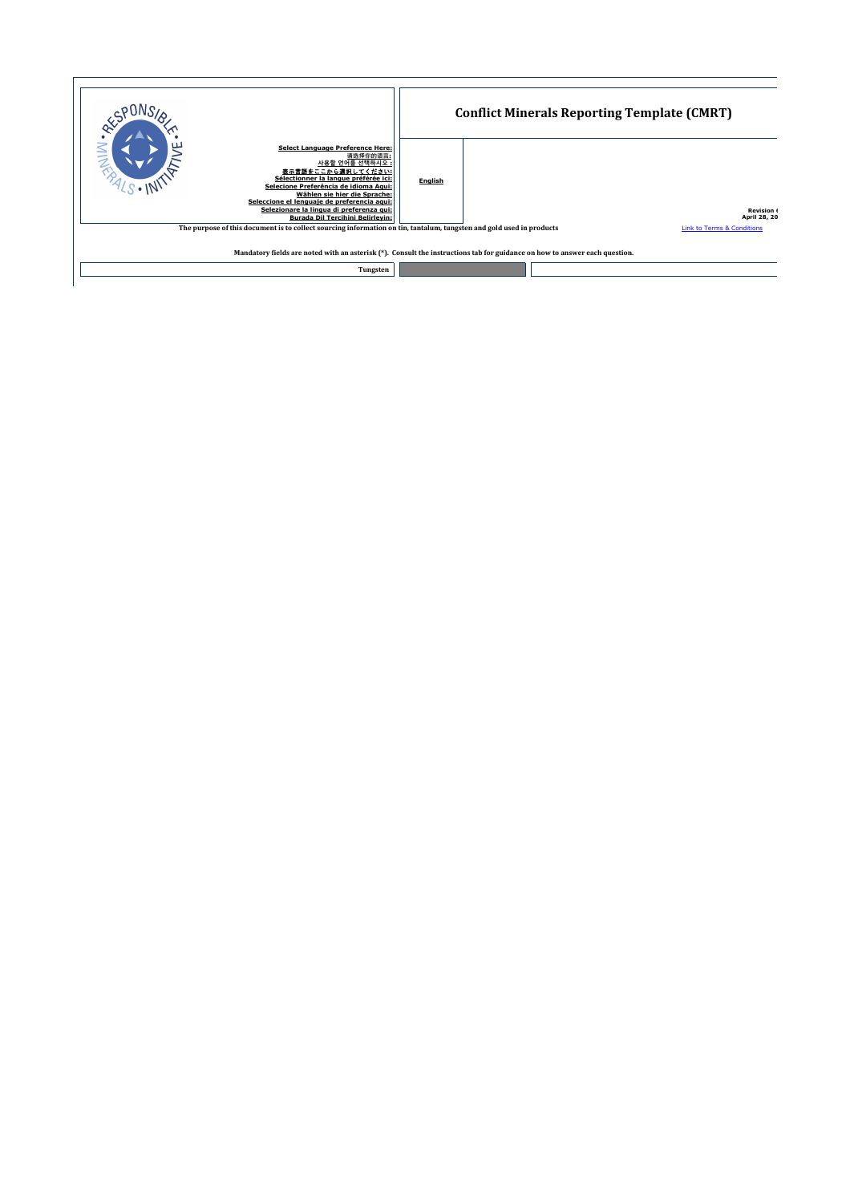# Conflict Minerals Reporting Template (CMRT)

**Select Language Preference Here:**
**请选择你的语言:**
**사용할 언어를 선택하시오 :**
**表示言語をここから選択してください:**
**Sélectionner la langue préférée ici:**
**Selecione Preferência de idioma Aqui:**
**Wählen sie hier die Sprache:**
**Seleccione el lenguaje de preferencia aqui:**
**Selezionare la lingua di preferenza qui:**
**Burada Dil Tercihini Belirleyin:**

**English**

**Revision 6**
**April 28, 20**

**The purpose of this document is to collect sourcing information on tin, tantalum, tungsten and gold used in products**

Link to Terms & Conditions

**Mandatory fields are noted with an asterisk (*). Consult the instructions tab for guidance on how to answer each question.**

| **Tungsten** | | |
|---|---|---|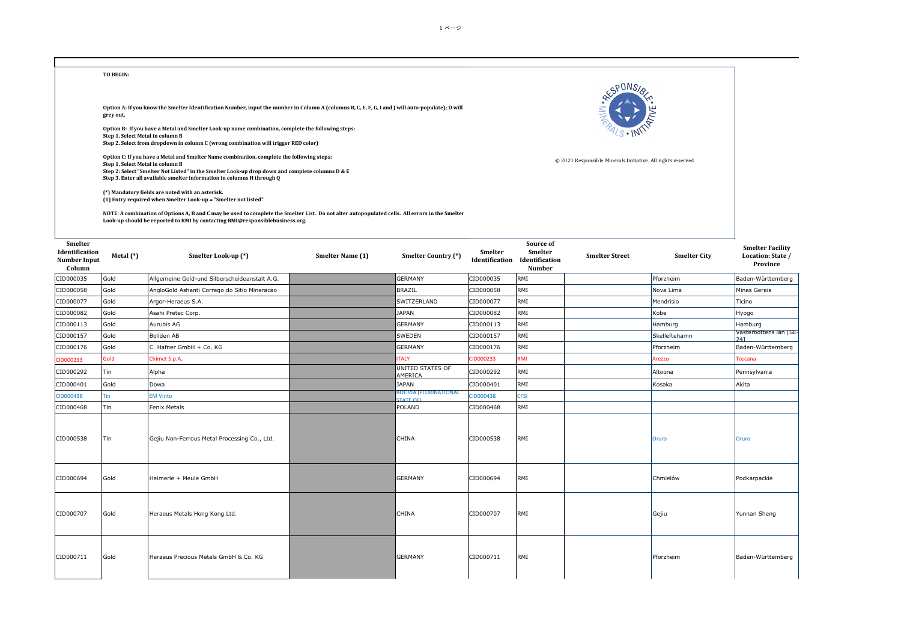**TO BEGIN:**

**Option A: If you know the Smelter Identification Number, input the number in Column A (columns B, C, E, F, G, I and J will auto-populate); D will grey out.**

**Option B: If you have a Metal and Smelter Look-up name combination, complete the following steps:**
**Step 1. Select Metal in column B**
**Step 2. Select from dropdown in column C (wrong combination will trigger RED color)**

**Option C: If you have a Metal and Smelter Name combination, complete the following steps:**
**Step 1. Select Metal in column B**
**Step 2: Select "Smelter Not Listed" in the Smelter Look-up drop down and complete columns D & E**
**Step 3. Enter all available smelter information in columns H through Q**

**(*) Mandatory fields are noted with an asterisk.**
**(1) Entry required when Smelter Look-up = "Smelter not listed"**

**NOTE: A combination of Options A, B and C may be used to complete the Smelter List. Do not alter autopopulated cells. All errors in the Smelter Look-up should be reported to RMI by contacting RMI@responsiblebusiness.org.**

© 2021 Responsible Minerals Initiative. All rights reserved.

| Smelter Identification Number Input Column | Metal (*) | Smelter Look-up (*) | Smelter Name (1) | Smelter Country (*) | Smelter Identification | Source of Smelter Identification Number | Smelter Street | Smelter City | Smelter Facility Location: State / Province |
|---|---|---|---|---|---|---|---|---|---|
| CID000035 | Gold | Allgemeine Gold-und Silberscheideanstalt A.G. | | GERMANY | CID000035 | RMI | | Pforzheim | Baden-Württemberg |
| CID000058 | Gold | AngloGold Ashanti Corrego do Sitio Mineracao | | BRAZIL | CID000058 | RMI | | Nova Lima | Minas Gerais |
| CID000077 | Gold | Argor-Heraeus S.A. | | SWITZERLAND | CID000077 | RMI | | Mendrisio | Ticino |
| CID000082 | Gold | Asahi Pretec Corp. | | JAPAN | CID000082 | RMI | | Kobe | Hyogo |
| CID000113 | Gold | Aurubis AG | | GERMANY | CID000113 | RMI | | Hamburg | Hamburg |
| CID000157 | Gold | Boliden AB | | SWEDEN | CID000157 | RMI | | Skelleftehamn | Vasterbottens lan [SE-24] |
| CID000176 | Gold | C. Hafner GmbH + Co. KG | | GERMANY | CID000176 | RMI | | Pforzheim | Baden-Württemberg |
| CID000233 | Gold | Chimet S.p.A. | | ITALY | CID000233 | RMI | | Arezzo | Toscana |
| CID000292 | Tin | Alpha | | UNITED STATES OF AMERICA | CID000292 | RMI | | Altoona | Pennsylvania |
| CID000401 | Gold | Dowa | | JAPAN | CID000401 | RMI | | Kosaka | Akita |
| CID000438 | Tin | EM Vinto | | BOLIVIA (PLURINATIONAL STATE OF) | CID000438 | CFSI | | | |
| CID000468 | Tin | Fenix Metals | | POLAND | CID000468 | RMI | | | |
| CID000538 | Tin | Gejiu Non-Ferrous Metal Processing Co., Ltd. | | CHINA | CID000538 | RMI | | Oruro | Oruro |
| CID000694 | Gold | Heimerle + Meule GmbH | | GERMANY | CID000694 | RMI | | Chmielów | Podkarpackie |
| CID000707 | Gold | Heraeus Metals Hong Kong Ltd. | | CHINA | CID000707 | RMI | | Gejiu | Yunnan Sheng |
| CID000711 | Gold | Heraeus Precious Metals GmbH & Co. KG | | GERMANY | CID000711 | RMI | | Pforzheim | Baden-Württemberg |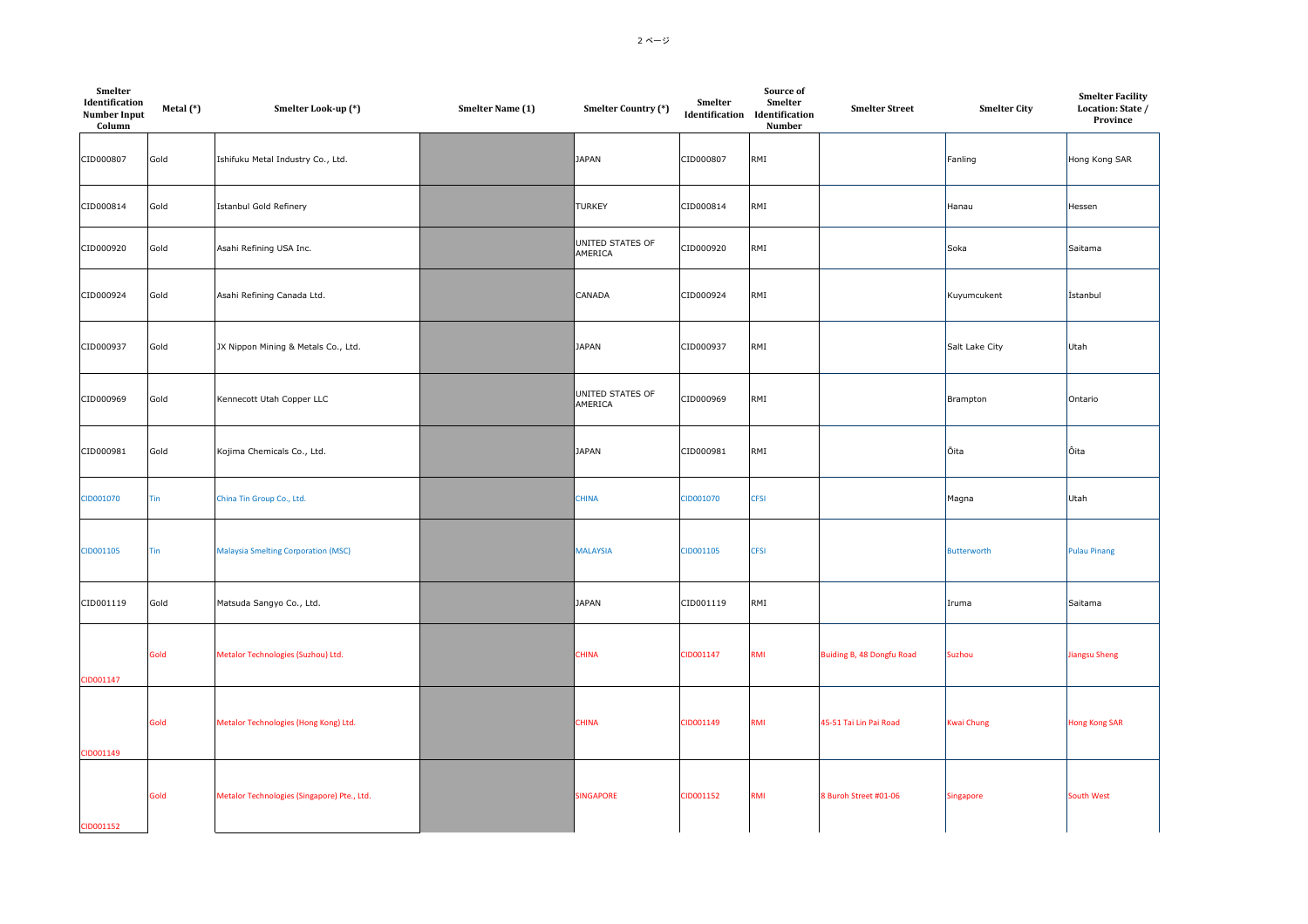| Smelter Identification Number Input Column | Metal (*) | Smelter Look-up (*) | Smelter Name (1) | Smelter Country (*) | Smelter Identification | Source of Smelter Identification Number | Smelter Street | Smelter City | Smelter Facility Location: State / Province |
|---|---|---|---|---|---|---|---|---|---|
| CID000807 | Gold | Ishifuku Metal Industry Co., Ltd. | | JAPAN | CID000807 | RMI | | Fanling | Hong Kong SAR |
| CID000814 | Gold | Istanbul Gold Refinery | | TURKEY | CID000814 | RMI | | Hanau | Hessen |
| CID000920 | Gold | Asahi Refining USA Inc. | | UNITED STATES OF AMERICA | CID000920 | RMI | | Soka | Saitama |
| CID000924 | Gold | Asahi Refining Canada Ltd. | | CANADA | CID000924 | RMI | | Kuyumcukent | Istanbul |
| CID000937 | Gold | JX Nippon Mining & Metals Co., Ltd. | | JAPAN | CID000937 | RMI | | Salt Lake City | Utah |
| CID000969 | Gold | Kennecott Utah Copper LLC | | UNITED STATES OF AMERICA | CID000969 | RMI | | Brampton | Ontario |
| CID000981 | Gold | Kojima Chemicals Co., Ltd. | | JAPAN | CID000981 | RMI | | Ôita | Ôita |
| CID001070 | Tin | China Tin Group Co., Ltd. | | CHINA | CID001070 | CFSI | | Magna | Utah |
| CID001105 | Tin | Malaysia Smelting Corporation (MSC) | | MALAYSIA | CID001105 | CFSI | | Butterworth | Pulau Pinang |
| CID001119 | Gold | Matsuda Sangyo Co., Ltd. | | JAPAN | CID001119 | RMI | | Iruma | Saitama |
| CID001147 | Gold | Metalor Technologies (Suzhou) Ltd. | | CHINA | CID001147 | RMI | Buiding B, 48 Dongfu Road | Suzhou | Jiangsu Sheng |
| CID001149 | Gold | Metalor Technologies (Hong Kong) Ltd. | | CHINA | CID001149 | RMI | 45-51 Tai Lin Pai Road | Kwai Chung | Hong Kong SAR |
| CID001152 | Gold | Metalor Technologies (Singapore) Pte., Ltd. | | SINGAPORE | CID001152 | RMI | 8 Buroh Street #01-06 | Singapore | South West |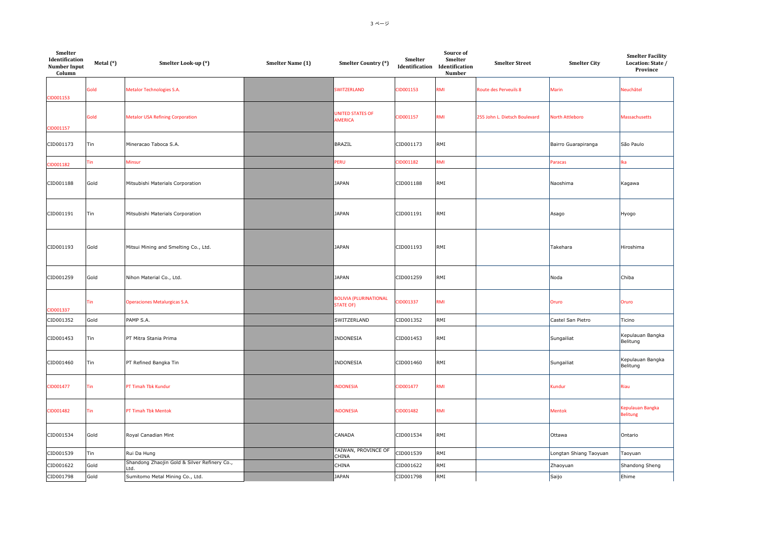| Smelter Identification Number Input Column | Metal (*) | Smelter Look-up (*) | Smelter Name (1) | Smelter Country (*) | Smelter Identification | Source of Smelter Identification Number | Smelter Street | Smelter City | Smelter Facility Location: State / Province |
|---|---|---|---|---|---|---|---|---|---|
| CID001153 | Gold | Metalor Technologies S.A. | | SWITZERLAND | CID001153 | RMI | Route des Perveuils 8 | Marin | Neuchâtel |
| CID001157 | Gold | Metalor USA Refining Corporation | | UNITED STATES OF AMERICA | CID001157 | RMI | 255 John L. Dietsch Boulevard | North Attleboro | Massachusetts |
| CID001173 | Tin | Mineracao Taboca S.A. | | BRAZIL | CID001173 | RMI | | Bairro Guarapiranga | São Paulo |
| CID001182 | Tin | Minsur | | PERU | CID001182 | RMI | | Paracas | Ika |
| CID001188 | Gold | Mitsubishi Materials Corporation | | JAPAN | CID001188 | RMI | | Naoshima | Kagawa |
| CID001191 | Tin | Mitsubishi Materials Corporation | | JAPAN | CID001191 | RMI | | Asago | Hyogo |
| CID001193 | Gold | Mitsui Mining and Smelting Co., Ltd. | | JAPAN | CID001193 | RMI | | Takehara | Hiroshima |
| CID001259 | Gold | Nihon Material Co., Ltd. | | JAPAN | CID001259 | RMI | | Noda | Chiba |
| CID001337 | Tin | Operaciones Metalurgicas S.A. | | BOLIVIA (PLURINATIONAL STATE OF) | CID001337 | RMI | | Oruro | Oruro |
| CID001352 | Gold | PAMP S.A. | | SWITZERLAND | CID001352 | RMI | | Castel San Pietro | Ticino |
| CID001453 | Tin | PT Mitra Stania Prima | | INDONESIA | CID001453 | RMI | | Sungailiat | Kepulauan Bangka Belitung |
| CID001460 | Tin | PT Refined Bangka Tin | | INDONESIA | CID001460 | RMI | | Sungailiat | Kepulauan Bangka Belitung |
| CID001477 | Tin | PT Timah Tbk Kundur | | INDONESIA | CID001477 | RMI | | Kundur | Riau |
| CID001482 | Tin | PT Timah Tbk Mentok | | INDONESIA | CID001482 | RMI | | Mentok | Kepulauan Bangka Belitung |
| CID001534 | Gold | Royal Canadian Mint | | CANADA | CID001534 | RMI | | Ottawa | Ontario |
| CID001539 | Tin | Rui Da Hung | | TAIWAN, PROVINCE OF CHINA | CID001539 | RMI | | Longtan Shiang Taoyuan | Taoyuan |
| CID001622 | Gold | Shandong Zhaojin Gold & Silver Refinery Co., Ltd. | | CHINA | CID001622 | RMI | | Zhaoyuan | Shandong Sheng |
| CID001798 | Gold | Sumitomo Metal Mining Co., Ltd. | | JAPAN | CID001798 | RMI | | Saijo | Ehime |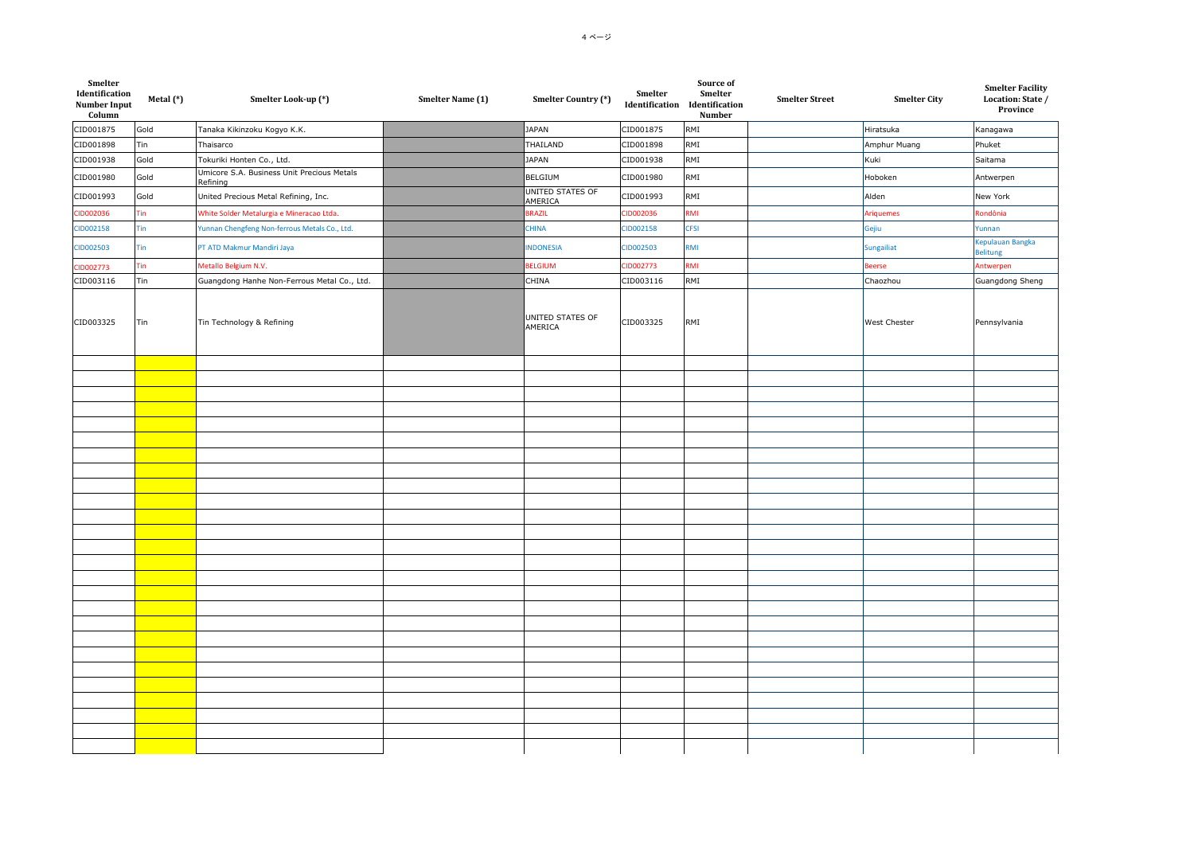| Smelter Identification Number Input Column | Metal (*) | Smelter Look-up (*) | Smelter Name (1) | Smelter Country (*) | Smelter Identification | Source of Smelter Identification Number | Smelter Street | Smelter City | Smelter Facility Location: State / Province |
|---|---|---|---|---|---|---|---|---|---|
| CID001875 | Gold | Tanaka Kikinzoku Kogyo K.K. | | JAPAN | CID001875 | RMI | | Hiratsuka | Kanagawa |
| CID001898 | Tin | Thaisarco | | THAILAND | CID001898 | RMI | | Amphur Muang | Phuket |
| CID001938 | Gold | Tokuriki Honten Co., Ltd. | | JAPAN | CID001938 | RMI | | Kuki | Saitama |
| CID001980 | Gold | Umicore S.A. Business Unit Precious Metals Refining | | BELGIUM | CID001980 | RMI | | Hoboken | Antwerpen |
| CID001993 | Gold | United Precious Metal Refining, Inc. | | UNITED STATES OF AMERICA | CID001993 | RMI | | Alden | New York |
| CID002036 | Tin | White Solder Metalurgia e Mineracao Ltda. | | BRAZIL | CID002036 | RMI | | Ariquemes | Rondônia |
| CID002158 | Tin | Yunnan Chengfeng Non-ferrous Metals Co., Ltd. | | CHINA | CID002158 | CFSI | | Gejiu | Yunnan |
| CID002503 | Tin | PT ATD Makmur Mandiri Jaya | | INDONESIA | CID002503 | RMI | | Sungailiat | Kepulauan Bangka Belitung |
| CID002773 | Tin | Metallo Belgium N.V. | | BELGIUM | CID002773 | RMI | | Beerse | Antwerpen |
| CID003116 | Tin | Guangdong Hanhe Non-Ferrous Metal Co., Ltd. | | CHINA | CID003116 | RMI | | Chaozhou | Guangdong Sheng |
| CID003325 | Tin | Tin Technology & Refining | | UNITED STATES OF AMERICA | CID003325 | RMI | | West Chester | Pennsylvania |